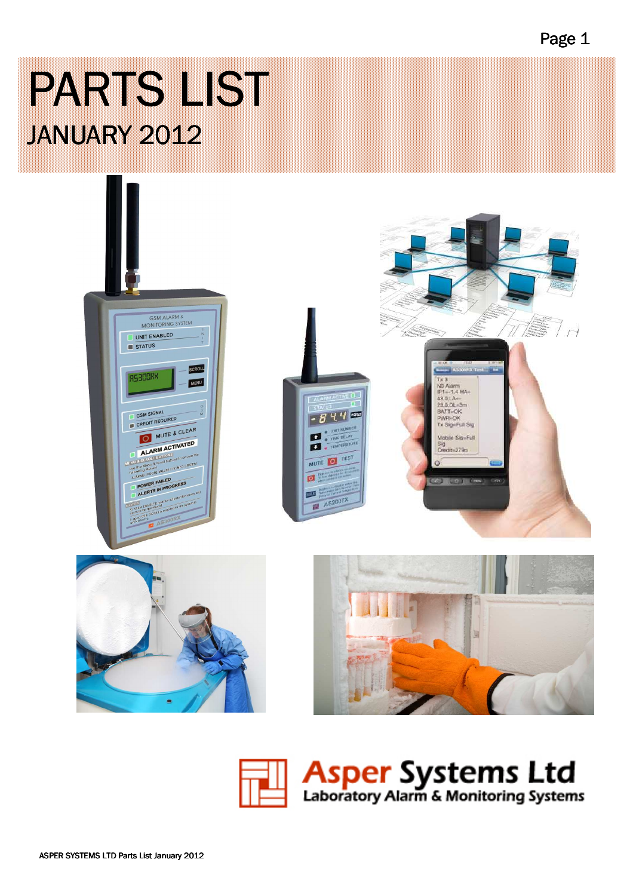# PARTS LIST

## JANUARY 2012

Asper Systems Ltd

Laboratory Alarm & Monitoring Systems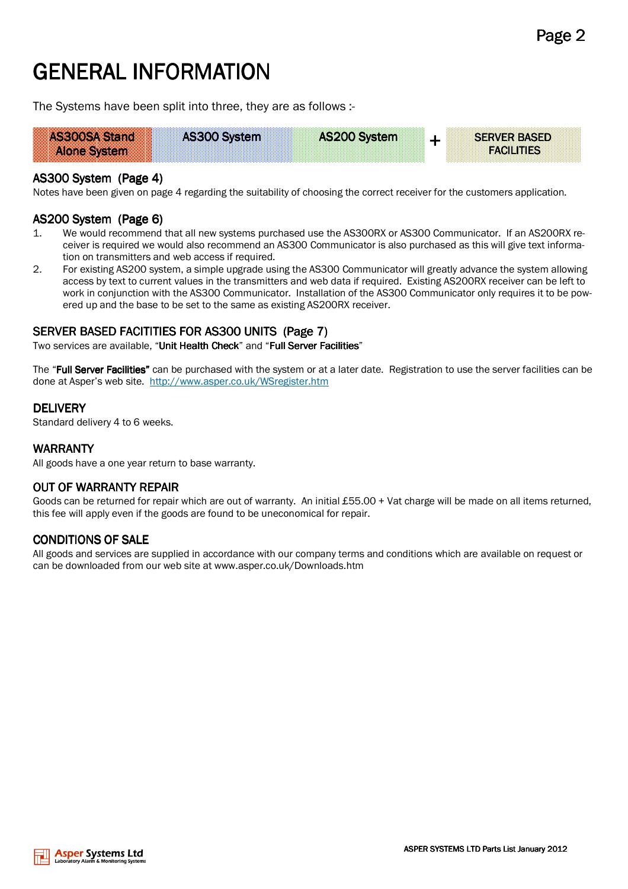# GENERAL INFORMATION

The Systems have been split into three, they are as follows :-

| AS300SA Stand Alone System | AS300 System | AS200 System | + | SERVER BASED FACILITIES |
|---|---|---|---|---|

### AS300 System (Page 4)

Notes have been given on page 4 regarding the suitability of choosing the correct receiver for the customers application.

### AS200 System (Page 6)

1. We would recommend that all new systems purchased use the AS300RX or AS300 Communicator. If an AS200RX receiver is required we would also recommend an AS300 Communicator is also purchased as this will give text information on transmitters and web access if required.
2. For existing AS200 system, a simple upgrade using the AS300 Communicator will greatly advance the system allowing access by text to current values in the transmitters and web data if required. Existing AS200RX receiver can be left to work in conjunction with the AS300 Communicator. Installation of the AS300 Communicator only requires it to be powered up and the base to be set to the same as existing AS200RX receiver.

### SERVER BASED FACITITIES FOR AS300 UNITS (Page 7)

Two services are available, "**Unit Health Check**" and "**Full Server Facilities**"

The "**Full Server Facilities**" can be purchased with the system or at a later date. Registration to use the server facilities can be done at Asper's web site. http://www.asper.co.uk/WSregister.htm

### DELIVERY

Standard delivery 4 to 6 weeks.

### WARRANTY

All goods have a one year return to base warranty.

### OUT OF WARRANTY REPAIR

Goods can be returned for repair which are out of warranty. An initial £55.00 + Vat charge will be made on all items returned, this fee will apply even if the goods are found to be uneconomical for repair.

### CONDITIONS OF SALE

All goods and services are supplied in accordance with our company terms and conditions which are available on request or can be downloaded from our web site at www.asper.co.uk/Downloads.htm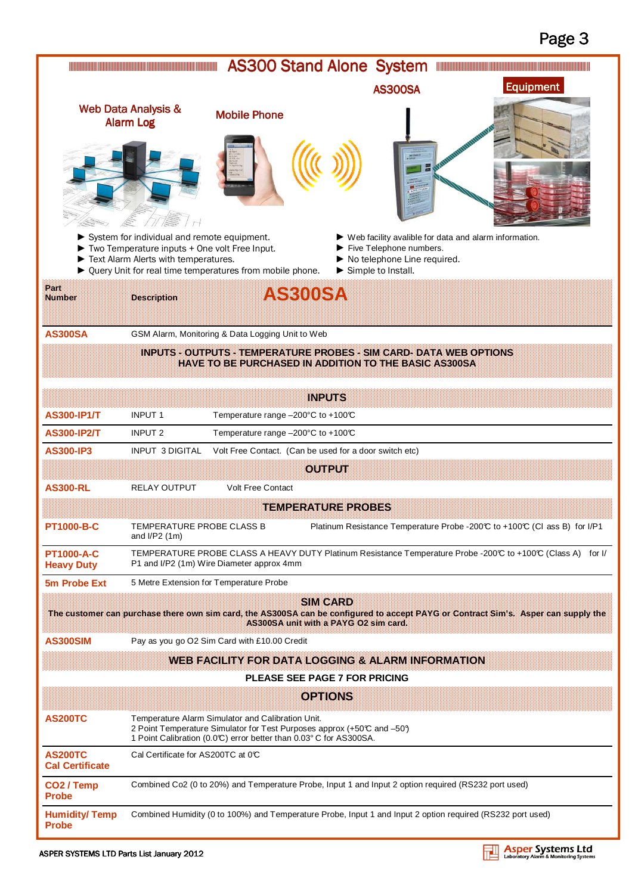# AS300 Stand Alone System

AS300SA

Equipment

Web Data Analysis & Alarm Log

Mobile Phone

- ► System for individual and remote equipment.
- ► Two Temperature inputs + One volt Free Input.
- ► Text Alarm Alerts with temperatures.
- ► Query Unit for real time temperatures from mobile phone.
- ► Web facility avalible for data and alarm information.
- ► Five Telephone numbers.
- ► No telephone Line required.
- ► Simple to Install.

| Part Number | Description | AS300SA |
|---|---|---|
| AS300SA | GSM Alarm, Monitoring & Data Logging Unit to Web | |
| | **INPUTS - OUTPUTS - TEMPERATURE PROBES - SIM CARD- DATA WEB OPTIONS HAVE TO BE PURCHASED IN ADDITION TO THE BASIC AS300SA** | |
| | **INPUTS** | |
| AS300-IP1/T | INPUT 1 | Temperature range –200°C to +100°C |
| AS300-IP2/T | INPUT 2 | Temperature range –200°C to +100°C |
| AS300-IP3 | INPUT 3 DIGITAL | Volt Free Contact. (Can be used for a door switch etc) |
| | **OUTPUT** | |
| AS300-RL | RELAY OUTPUT | Volt Free Contact |
| | **TEMPERATURE PROBES** | |
| PT1000-B-C | TEMPERATURE PROBE CLASS B | Platinum Resistance Temperature Probe -200°C to +100°C (Cl ass B) for I/P1 and I/P2 (1m) |
| PT1000-A-C Heavy Duty | TEMPERATURE PROBE CLASS A HEAVY DUTY Platinum Resistance Temperature Probe -200°C to +100°C (Class A) for I/P1 and I/P2 (1m) Wire Diameter approx 4mm | |
| 5m Probe Ext | 5 Metre Extension for Temperature Probe | |
| | **SIM CARD** The customer can purchase there own sim card, the AS300SA can be configured to accept PAYG or Contract Sim's. Asper can supply the AS300SA unit with a PAYG O2 sim card. | |
| AS300SIM | Pay as you go O2 Sim Card with £10.00 Credit | |
| | **WEB FACILITY FOR DATA LOGGING & ALARM INFORMATION** PLEASE SEE PAGE 7 FOR PRICING | |
| | **OPTIONS** | |
| AS200TC | Temperature Alarm Simulator and Calibration Unit. 2 Point Temperature Simulator for Test Purposes approx (+50°C and –50°) 1 Point Calibration (0.0°C) error better than 0.03° C for AS300SA. | |
| AS200TC Cal Certificate | Cal Certificate for AS200TC at 0°C | |
| CO2 / Temp Probe | Combined Co2 (0 to 20%) and Temperature Probe, Input 1 and Input 2 option required (RS232 port used) | |
| Humidity/ Temp Probe | Combined Humidity (0 to 100%) and Temperature Probe, Input 1 and Input 2 option required (RS232 port used) | |

ASPER SYSTEMS LTD Parts List January 2012

Asper Systems Ltd — Laboratory Alarm & Monitoring Systems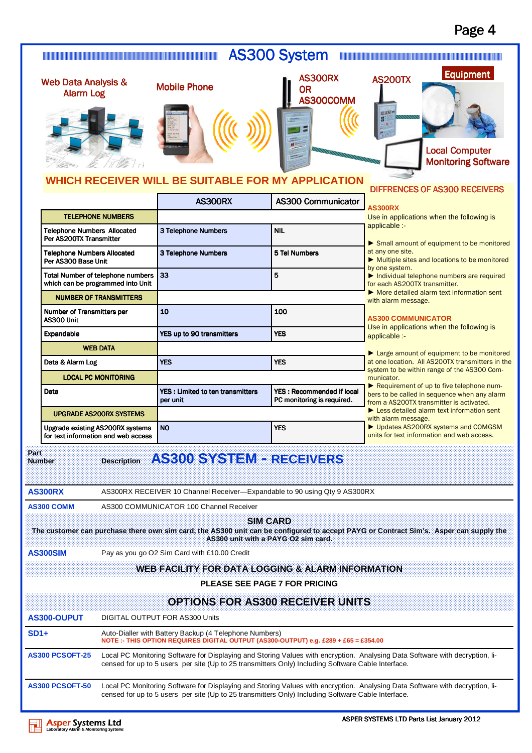# AS300 System

Web Data Analysis & Alarm Log

Mobile Phone

AS300RX OR AS300COMM

AS200TX

Equipment

Local Computer Monitoring Software

## WHICH RECEIVER WILL BE SUITABLE FOR MY APPLICATION

| | AS300RX | AS300 Communicator |
|---|---|---|
| **TELEPHONE NUMBERS** | | |
| Telephone Numbers Allocated Per AS200TX Transmitter | 3 Telephone Numbers | NIL |
| Telephone Numbers Allocated Per AS300 Base Unit | 3 Telephone Numbers | 5 Tel Numbers |
| Total Number of telephone numbers which can be programmed into Unit | 33 | 5 |
| **NUMBER OF TRANSMITTERS** | | |
| Number of Transmitters per AS300 Unit | 10 | 100 |
| Expandable | YES up to 90 transmitters | YES |
| **WEB DATA** | | |
| Data & Alarm Log | YES | YES |
| **LOCAL PC MONITORING** | | |
| Data | YES : Limited to ten transmitters per unit | YES : Recommended if local PC monitoring is required. |
| **UPGRADE AS200RX SYSTEMS** | | |
| Upgrade existing AS200RX systems for text information and web access | NO | YES |

## DIFFRENCES OF AS300 RECEIVERS

**AS300RX**

Use in applications when the following is applicable :-

- ► Small amount of equipment to be monitored at any one site.
- ► Multiple sites and locations to be monitored by one system.
- ► Individual telephone numbers are required for each AS200TX transmitter.
- ► More detailed alarm text information sent with alarm message.

**AS300 COMMUNICATOR**

Use in applications when the following is applicable :-

- ► Large amount of equipment to be monitored at one location. All AS200TX transmitters in the system to be within range of the AS300 Communicator.
- ► Requirement of up to five telephone numbers to be called in sequence when any alarm from a AS200TX transmitter is activated.
- ► Less detailed alarm text information sent with alarm message.
- ► Updates AS200RX systems and COMGSM units for text information and web access.

## AS300 SYSTEM - RECEIVERS

| Part Number | Description |
|---|---|
| **AS300RX** | AS300RX RECEIVER 10 Channel Receiver—Expandable to 90 using Qty 9 AS300RX |
| **AS300 COMM** | AS300 COMMUNICATOR 100 Channel Receiver |

### SIM CARD

**The customer can purchase there own sim card, the AS300 unit can be configured to accept PAYG or Contract Sim's. Asper can supply the AS300 unit with a PAYG O2 sim card.**

| Part Number | Description |
|---|---|
| **AS300SIM** | Pay as you go O2 Sim Card with £10.00 Credit |

### WEB FACILITY FOR DATA LOGGING & ALARM INFORMATION

**PLEASE SEE PAGE 7 FOR PRICING**

### OPTIONS FOR AS300 RECEIVER UNITS

| Part Number | Description |
|---|---|
| **AS300-OUPUT** | DIGITAL OUTPUT FOR AS300 Units |
| **SD1+** | Auto-Dialler with Battery Backup (4 Telephone Numbers) **NOTE :- THIS OPTION REQUIRES DIGITAL OUTPUT (AS300-OUTPUT) e.g. £289 + £65 = £354.00** |
| **AS300 PCSOFT-25** | Local PC Monitoring Software for Displaying and Storing Values with encryption. Analysing Data Software with decryption, licensed for up to 5 users per site (Up to 25 transmitters Only) Including Software Cable Interface. |
| **AS300 PCSOFT-50** | Local PC Monitoring Software for Displaying and Storing Values with encryption. Analysing Data Software with decryption, licensed for up to 5 users per site (Up to 25 transmitters Only) Including Software Cable Interface. |

Asper Systems Ltd — Laboratory Alarm & Monitoring Systems

ASPER SYSTEMS LTD Parts List January 2012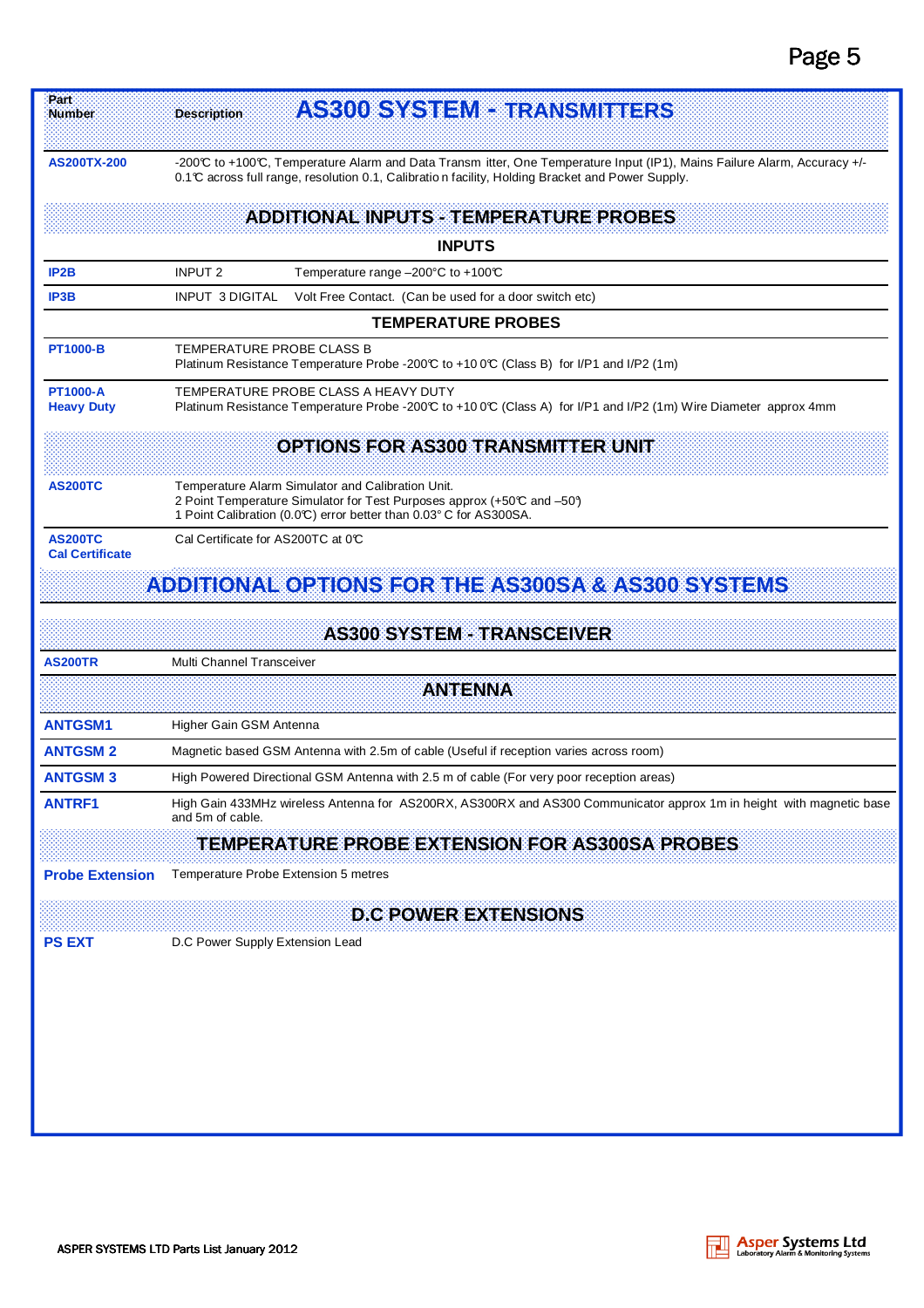| Part Number | Description |
|---|---|
| | **AS300 SYSTEM - TRANSMITTERS** |
| **AS200TX-200** | -200℃ to +100℃, Temperature Alarm and Data Transm itter, One Temperature Input (IP1), Mains Failure Alarm, Accuracy +/- 0.1℃ across full range, resolution 0.1, Calibratio n facility, Holding Bracket and Power Supply. |
| | **ADDITIONAL INPUTS - TEMPERATURE PROBES** |
| | **INPUTS** |
| **IP2B** | INPUT 2 Temperature range –200°C to +100℃ |
| **IP3B** | INPUT 3 DIGITAL Volt Free Contact. (Can be used for a door switch etc) |
| | **TEMPERATURE PROBES** |
| **PT1000-B** | TEMPERATURE PROBE CLASS B<br>Platinum Resistance Temperature Probe -200℃ to +10 0℃ (Class B) for I/P1 and I/P2 (1m) |
| **PT1000-A Heavy Duty** | TEMPERATURE PROBE CLASS A HEAVY DUTY<br>Platinum Resistance Temperature Probe -200℃ to +10 0℃ (Class A) for I/P1 and I/P2 (1m) Wire Diameter approx 4mm |
| | **OPTIONS FOR AS300 TRANSMITTER UNIT** |
| **AS200TC** | Temperature Alarm Simulator and Calibration Unit.<br>2 Point Temperature Simulator for Test Purposes approx (+50℃ and –50)<br>1 Point Calibration (0.0℃) error better than 0.03° C for AS300SA. |
| **AS200TC Cal Certificate** | Cal Certificate for AS200TC at 0℃ |
| | **ADDITIONAL OPTIONS FOR THE AS300SA & AS300 SYSTEMS** |
| | **AS300 SYSTEM - TRANSCEIVER** |
| **AS200TR** | Multi Channel Transceiver |
| | **ANTENNA** |
| **ANTGSM1** | Higher Gain GSM Antenna |
| **ANTGSM 2** | Magnetic based GSM Antenna with 2.5m of cable (Useful if reception varies across room) |
| **ANTGSM 3** | High Powered Directional GSM Antenna with 2.5 m of cable (For very poor reception areas) |
| **ANTRF1** | High Gain 433MHz wireless Antenna for AS200RX, AS300RX and AS300 Communicator approx 1m in height with magnetic base and 5m of cable. |
| | **TEMPERATURE PROBE EXTENSION FOR AS300SA PROBES** |
| **Probe Extension** | Temperature Probe Extension 5 metres |
| | **D.C POWER EXTENSIONS** |
| **PS EXT** | D.C Power Supply Extension Lead |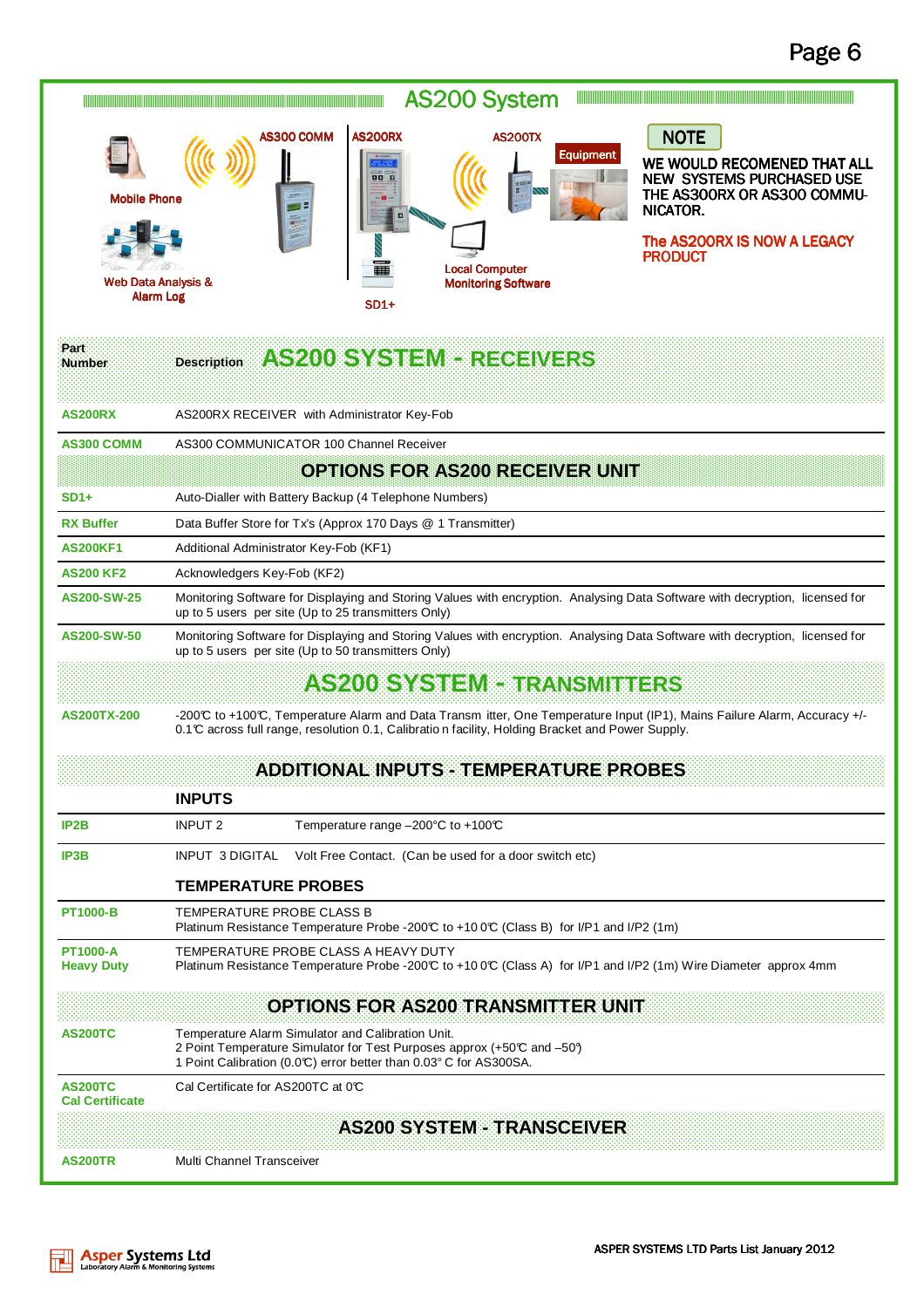# AS200 System

AS300 COMM | AS200RX | AS200TX | Equipment

Mobile Phone

Web Data Analysis & Alarm Log

Local Computer Monitoring Software

SD1+

**NOTE**

**WE WOULD RECOMENED THAT ALL NEW SYSTEMS PURCHASED USE THE AS300RX OR AS300 COMMUNICATOR.**

**The AS200RX IS NOW A LEGACY PRODUCT**

## AS200 SYSTEM - RECEIVERS

| Part Number | Description |
|---|---|
| **AS200RX** | AS200RX RECEIVER with Administrator Key-Fob |
| **AS300 COMM** | AS300 COMMUNICATOR 100 Channel Receiver |

### OPTIONS FOR AS200 RECEIVER UNIT

| Part Number | Description |
|---|---|
| **SD1+** | Auto-Dialler with Battery Backup (4 Telephone Numbers) |
| **RX Buffer** | Data Buffer Store for Tx's (Approx 170 Days @ 1 Transmitter) |
| **AS200KF1** | Additional Administrator Key-Fob (KF1) |
| **AS200 KF2** | Acknowledgers Key-Fob (KF2) |
| **AS200-SW-25** | Monitoring Software for Displaying and Storing Values with encryption. Analysing Data Software with decryption, licensed for up to 5 users per site (Up to 25 transmitters Only) |
| **AS200-SW-50** | Monitoring Software for Displaying and Storing Values with encryption. Analysing Data Software with decryption, licensed for up to 5 users per site (Up to 50 transmitters Only) |

## AS200 SYSTEM - TRANSMITTERS

| Part Number | Description |
|---|---|
| **AS200TX-200** | -200℃ to +100℃, Temperature Alarm and Data Transmitter, One Temperature Input (IP1), Mains Failure Alarm, Accuracy +/- 0.1℃ across full range, resolution 0.1, Calibration facility, Holding Bracket and Power Supply. |

### ADDITIONAL INPUTS - TEMPERATURE PROBES

**INPUTS**

| Part Number | Description | |
|---|---|---|
| **IP2B** | INPUT 2 | Temperature range –200°C to +100℃ |
| **IP3B** | INPUT 3 DIGITAL | Volt Free Contact. (Can be used for a door switch etc) |

**TEMPERATURE PROBES**

| Part Number | Description |
|---|---|
| **PT1000-B** | TEMPERATURE PROBE CLASS B<br>Platinum Resistance Temperature Probe -200℃ to +100℃ (Class B) for I/P1 and I/P2 (1m) |
| **PT1000-A Heavy Duty** | TEMPERATURE PROBE CLASS A HEAVY DUTY<br>Platinum Resistance Temperature Probe -200℃ to +100℃ (Class A) for I/P1 and I/P2 (1m) Wire Diameter approx 4mm |

### OPTIONS FOR AS200 TRANSMITTER UNIT

| Part Number | Description |
|---|---|
| **AS200TC** | Temperature Alarm Simulator and Calibration Unit.<br>2 Point Temperature Simulator for Test Purposes approx (+50℃ and –50)<br>1 Point Calibration (0.0℃) error better than 0.03° C for AS300SA. |
| **AS200TC Cal Certificate** | Cal Certificate for AS200TC at 0℃ |

## AS200 SYSTEM - TRANSCEIVER

| Part Number | Description |
|---|---|
| **AS200TR** | Multi Channel Transceiver |

Asper Systems Ltd — Laboratory Alarm & Monitoring Systems

ASPER SYSTEMS LTD Parts List January 2012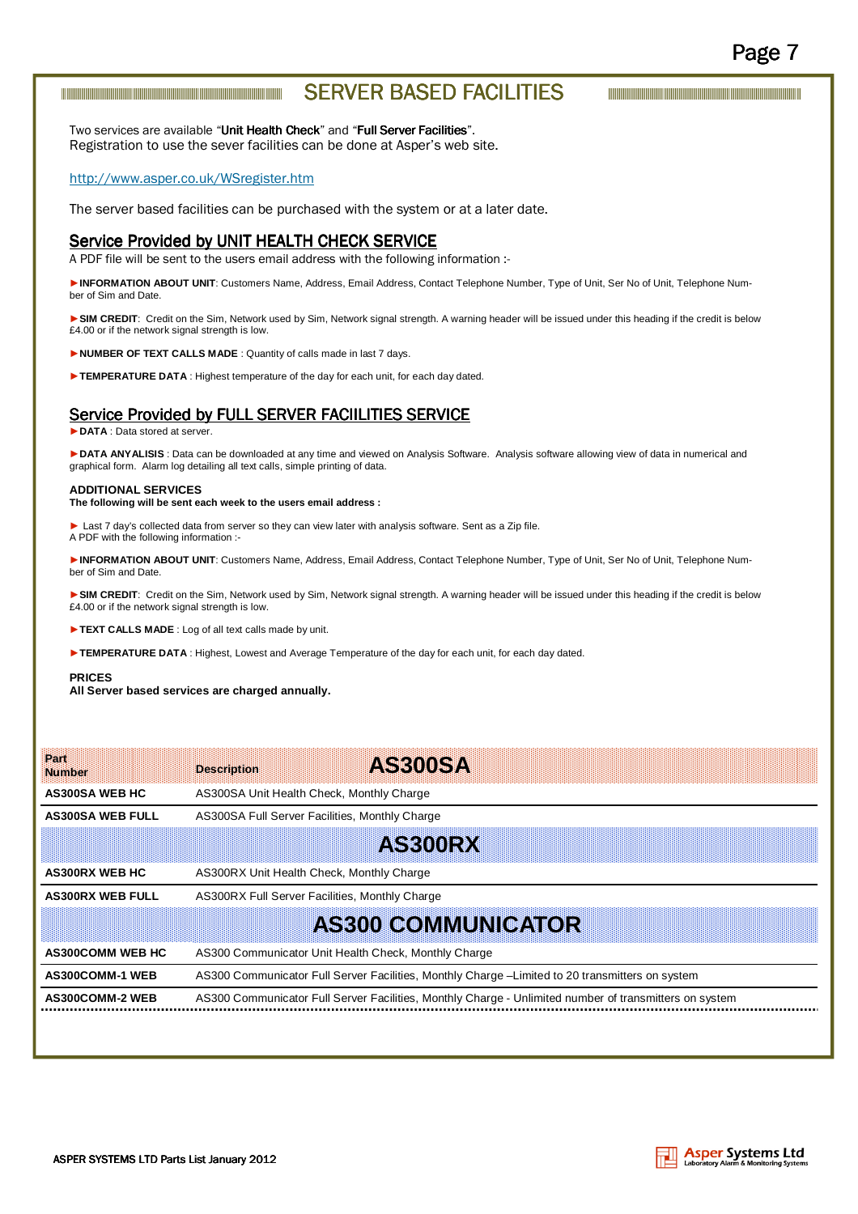# SERVER BASED FACILITIES

Two services are available "**Unit Health Check**" and "**Full Server Facilities**".
Registration to use the sever facilities can be done at Asper's web site.

http://www.asper.co.uk/WSregister.htm

The server based facilities can be purchased with the system or at a later date.

## Service Provided by UNIT HEALTH CHECK SERVICE

A PDF file will be sent to the users email address with the following information :-

►**INFORMATION ABOUT UNIT**: Customers Name, Address, Email Address, Contact Telephone Number, Type of Unit, Ser No of Unit, Telephone Number of Sim and Date.

►**SIM CREDIT**: Credit on the Sim, Network used by Sim, Network signal strength. A warning header will be issued under this heading if the credit is below £4.00 or if the network signal strength is low.

►**NUMBER OF TEXT CALLS MADE** : Quantity of calls made in last 7 days.

►**TEMPERATURE DATA** : Highest temperature of the day for each unit, for each day dated.

## Service Provided by FULL SERVER FACIILITIES SERVICE

►**DATA** : Data stored at server.

►**DATA ANYALISIS** : Data can be downloaded at any time and viewed on Analysis Software. Analysis software allowing view of data in numerical and graphical form. Alarm log detailing all text calls, simple printing of data.

### ADDITIONAL SERVICES

**The following will be sent each week to the users email address :**

► Last 7 day's collected data from server so they can view later with analysis software. Sent as a Zip file.
A PDF with the following information :-

►**INFORMATION ABOUT UNIT**: Customers Name, Address, Email Address, Contact Telephone Number, Type of Unit, Ser No of Unit, Telephone Number of Sim and Date.

►**SIM CREDIT**: Credit on the Sim, Network used by Sim, Network signal strength. A warning header will be issued under this heading if the credit is below £4.00 or if the network signal strength is low.

►**TEXT CALLS MADE** : Log of all text calls made by unit.

►**TEMPERATURE DATA** : Highest, Lowest and Average Temperature of the day for each unit, for each day dated.

### PRICES

**All Server based services are charged annually.**

| Part Number | Description |
|---|---|
| | **AS300SA** |
| **AS300SA WEB HC** | AS300SA Unit Health Check, Monthly Charge |
| **AS300SA WEB FULL** | AS300SA Full Server Facilities, Monthly Charge |
| | **AS300RX** |
| **AS300RX WEB HC** | AS300RX Unit Health Check, Monthly Charge |
| **AS300RX WEB FULL** | AS300RX Full Server Facilities, Monthly Charge |
| | **AS300 COMMUNICATOR** |
| **AS300COMM WEB HC** | AS300 Communicator Unit Health Check, Monthly Charge |
| **AS300COMM-1 WEB** | AS300 Communicator Full Server Facilities, Monthly Charge –Limited to 20 transmitters on system |
| **AS300COMM-2 WEB** | AS300 Communicator Full Server Facilities, Monthly Charge - Unlimited number of transmitters on system |